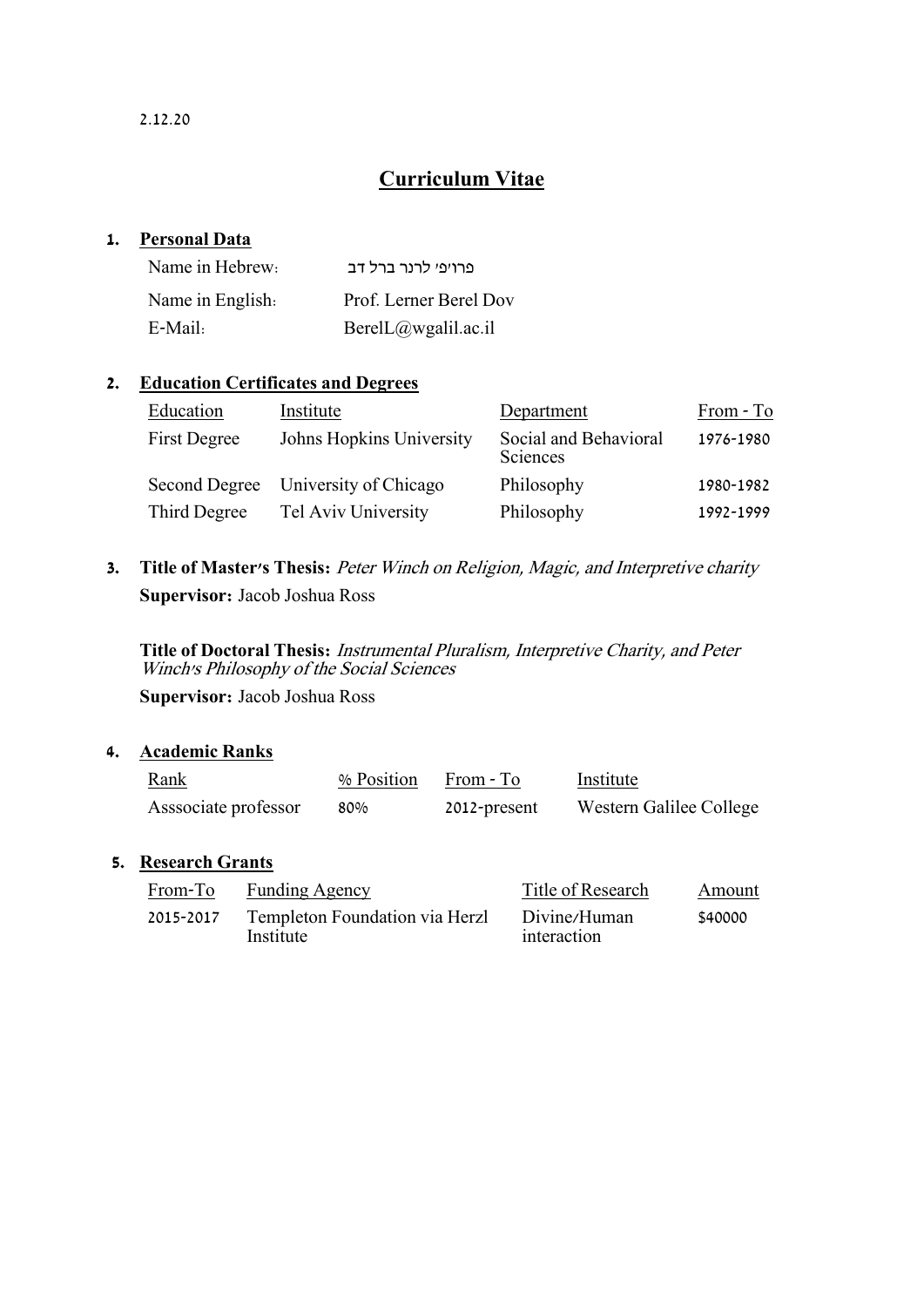2.12.20

# Curriculum Vitae

## 1. Personal Data

| | |
|---|---|
| Name in Hebrew: | פרופ' לרנר ברל דב |
| Name in English: | Prof. Lerner Berel Dov |
| E-Mail: | BerelL@wgalil.ac.il |

## 2. Education Certificates and Degrees

| Education | Institute | Department | From - To |
|---|---|---|---|
| First Degree | Johns Hopkins University | Social and Behavioral Sciences | 1976-1980 |
| Second Degree | University of Chicago | Philosophy | 1980-1982 |
| Third Degree | Tel Aviv University | Philosophy | 1992-1999 |

## 3. **Title of Master's Thesis:** *Peter Winch on Religion, Magic, and Interpretive charity*

**Supervisor:** Jacob Joshua Ross

**Title of Doctoral Thesis:** *Instrumental Pluralism, Interpretive Charity, and Peter Winch's Philosophy of the Social Sciences*

**Supervisor:** Jacob Joshua Ross

## 4. Academic Ranks

| Rank | % Position | From - To | Institute |
|---|---|---|---|
| Asssociate professor | 80% | 2012-present | Western Galilee College |

## 5. Research Grants

| From-To | Funding Agency | Title of Research | Amount |
|---|---|---|---|
| 2015-2017 | Templeton Foundation via Herzl Institute | Divine/Human interaction | $40000 |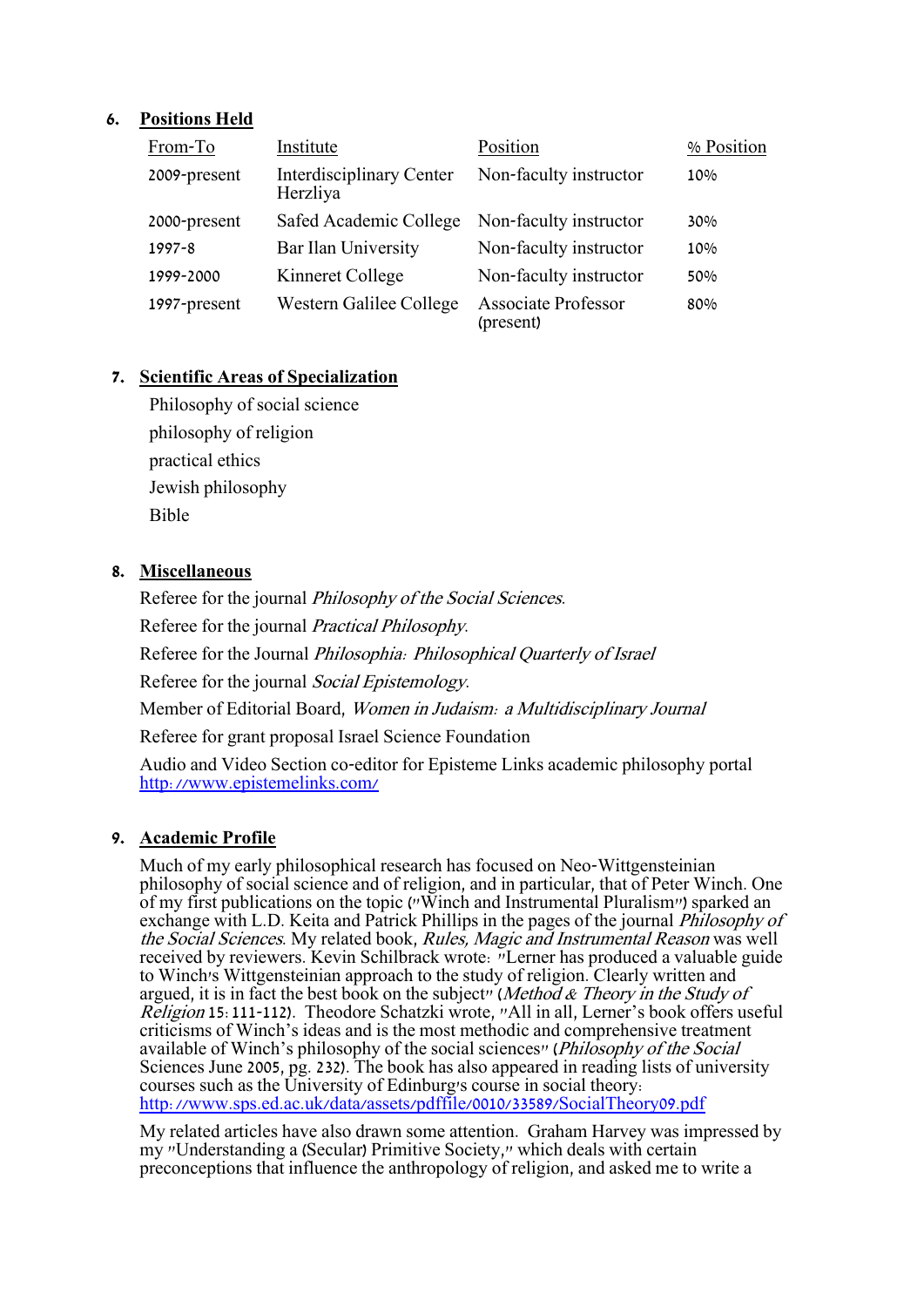## 6. Positions Held

| From-To | Institute | Position | % Position |
|---|---|---|---|
| 2009-present | Interdisciplinary Center Herzliya | Non-faculty instructor | 10% |
| 2000-present | Safed Academic College | Non-faculty instructor | 30% |
| 1997-8 | Bar Ilan University | Non-faculty instructor | 10% |
| 1999-2000 | Kinneret College | Non-faculty instructor | 50% |
| 1997-present | Western Galilee College | Associate Professor (present) | 80% |

## 7. Scientific Areas of Specialization

Philosophy of social science
philosophy of religion
practical ethics
Jewish philosophy
Bible

## 8. Miscellaneous

Referee for the journal *Philosophy of the Social Sciences*.

Referee for the journal *Practical Philosophy*.

Referee for the Journal *Philosophia: Philosophical Quarterly of Israel*

Referee for the journal *Social Epistemology*.

Member of Editorial Board, *Women in Judaism: a Multidisciplinary Journal*

Referee for grant proposal Israel Science Foundation

Audio and Video Section co-editor for Episteme Links academic philosophy portal http://www.epistemelinks.com/

## 9. Academic Profile

Much of my early philosophical research has focused on Neo-Wittgensteinian philosophy of social science and of religion, and in particular, that of Peter Winch. One of my first publications on the topic ("Winch and Instrumental Pluralism") sparked an exchange with L.D. Keita and Patrick Phillips in the pages of the journal *Philosophy of the Social Sciences*. My related book, *Rules, Magic and Instrumental Reason* was well received by reviewers. Kevin Schilbrack wrote: "Lerner has produced a valuable guide to Winch's Wittgensteinian approach to the study of religion. Clearly written and argued, it is in fact the best book on the subject" (*Method & Theory in the Study of Religion* 15: 111-112). Theodore Schatzki wrote, "All in all, Lerner's book offers useful criticisms of Winch's ideas and is the most methodic and comprehensive treatment available of Winch's philosophy of the social sciences" (*Philosophy of the Social* Sciences June 2005, pg. 232). The book has also appeared in reading lists of university courses such as the University of Edinburg's course in social theory: http://www.sps.ed.ac.uk/data/assets/pdffile/0010/33589/SocialTheory09.pdf

My related articles have also drawn some attention. Graham Harvey was impressed by my "Understanding a (Secular) Primitive Society," which deals with certain preconceptions that influence the anthropology of religion, and asked me to write a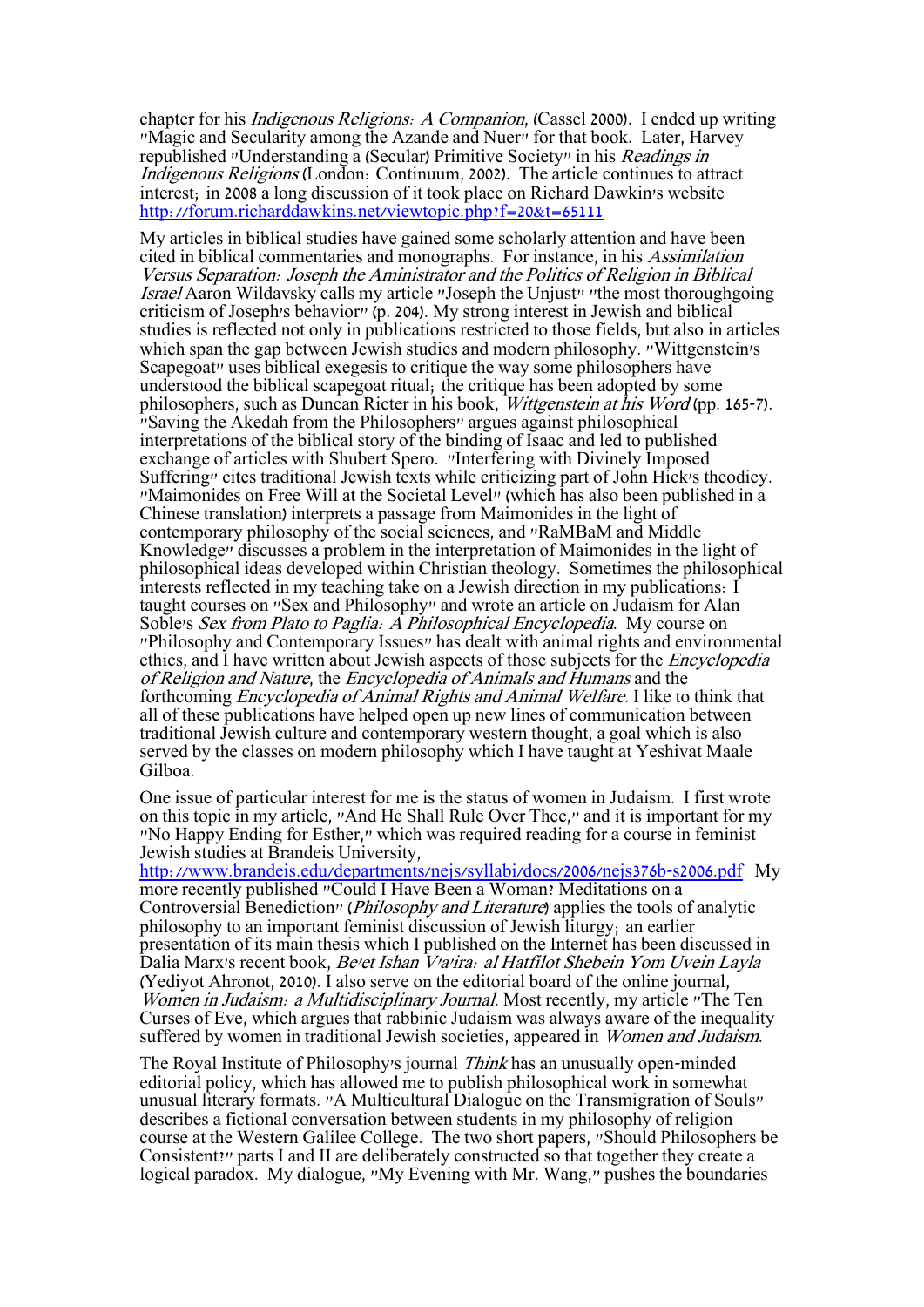chapter for his *Indigenous Religions: A Companion*, (Cassel 2000). I ended up writing "Magic and Secularity among the Azande and Nuer" for that book. Later, Harvey republished "Understanding a (Secular) Primitive Society" in his *Readings in Indigenous Religions* (London: Continuum, 2002). The article continues to attract interest; in 2008 a long discussion of it took place on Richard Dawkin's website http://forum.richarddawkins.net/viewtopic.php?f=20&t=65111

My articles in biblical studies have gained some scholarly attention and have been cited in biblical commentaries and monographs. For instance, in his *Assimilation Versus Separation: Joseph the Aministrator and the Politics of Religion in Biblical Israel* Aaron Wildavsky calls my article "Joseph the Unjust" "the most thoroughgoing criticism of Joseph's behavior" (p. 204). My strong interest in Jewish and biblical studies is reflected not only in publications restricted to those fields, but also in articles which span the gap between Jewish studies and modern philosophy. "Wittgenstein's Scapegoat" uses biblical exegesis to critique the way some philosophers have understood the biblical scapegoat ritual; the critique has been adopted by some philosophers, such as Duncan Ricter in his book, *Wittgenstein at his Word* (pp. 165-7). "Saving the Akedah from the Philosophers" argues against philosophical interpretations of the biblical story of the binding of Isaac and led to published exchange of articles with Shubert Spero. "Interfering with Divinely Imposed Suffering" cites traditional Jewish texts while criticizing part of John Hick's theodicy. "Maimonides on Free Will at the Societal Level" (which has also been published in a Chinese translation) interprets a passage from Maimonides in the light of contemporary philosophy of the social sciences, and "RaMBaM and Middle Knowledge" discusses a problem in the interpretation of Maimonides in the light of philosophical ideas developed within Christian theology. Sometimes the philosophical interests reflected in my teaching take on a Jewish direction in my publications: I taught courses on "Sex and Philosophy" and wrote an article on Judaism for Alan Soble's *Sex from Plato to Paglia: A Philosophical Encyclopedia*. My course on "Philosophy and Contemporary Issues" has dealt with animal rights and environmental ethics, and I have written about Jewish aspects of those subjects for the *Encyclopedia of Religion and Nature*, the *Encyclopedia of Animals and Humans* and the forthcoming *Encyclopedia of Animal Rights and Animal Welfare.* I like to think that all of these publications have helped open up new lines of communication between traditional Jewish culture and contemporary western thought, a goal which is also served by the classes on modern philosophy which I have taught at Yeshivat Maale Gilboa.

One issue of particular interest for me is the status of women in Judaism. I first wrote on this topic in my article, "And He Shall Rule Over Thee," and it is important for my "No Happy Ending for Esther," which was required reading for a course in feminist Jewish studies at Brandeis University, http://www.brandeis.edu/departments/nejs/syllabi/docs/2006/nejs376b-s2006.pdf My more recently published "Could I Have Been a Woman? Meditations on a Controversial Benediction" (*Philosophy and Literature*) applies the tools of analytic philosophy to an important feminist discussion of Jewish liturgy; an earlier presentation of its main thesis which I published on the Internet has been discussed in Dalia Marx's recent book, *Be'et Ishan V'a'ira: al Hatfilot Shebein Yom Uvein Layla* (Yediyot Ahronot, 2010). I also serve on the editorial board of the online journal, *Women in Judaism: a Multidisciplinary Journal*. Most recently, my article "The Ten Curses of Eve, which argues that rabbinic Judaism was always aware of the inequality suffered by women in traditional Jewish societies, appeared in *Women and Judaism*.

The Royal Institute of Philosophy's journal *Think* has an unusually open-minded editorial policy, which has allowed me to publish philosophical work in somewhat unusual literary formats. "A Multicultural Dialogue on the Transmigration of Souls" describes a fictional conversation between students in my philosophy of religion course at the Western Galilee College. The two short papers, "Should Philosophers be Consistent?" parts I and II are deliberately constructed so that together they create a logical paradox. My dialogue, "My Evening with Mr. Wang," pushes the boundaries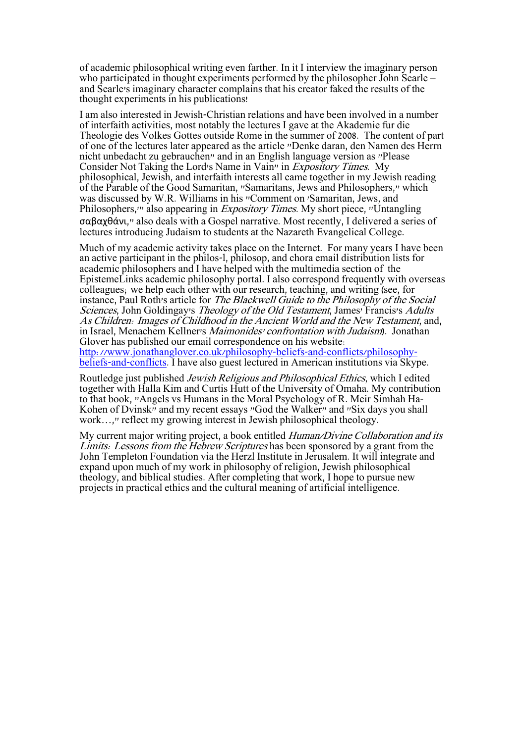of academic philosophical writing even farther. In it I interview the imaginary person who participated in thought experiments performed by the philosopher John Searle – and Searle's imaginary character complains that his creator faked the results of the thought experiments in his publications!

I am also interested in Jewish-Christian relations and have been involved in a number of interfaith activities, most notably the lectures I gave at the Akademie fur die Theologie des Volkes Gottes outside Rome in the summer of 2008. The content of part of one of the lectures later appeared as the article "Denke daran, den Namen des Herrn nicht unbedacht zu gebrauchen" and in an English language version as "Please Consider Not Taking the Lord's Name in Vain" in *Expository Times*. My philosophical, Jewish, and interfaith interests all came together in my Jewish reading of the Parable of the Good Samaritan, "Samaritans, Jews and Philosophers," which was discussed by W.R. Williams in his "Comment on 'Samaritan, Jews, and Philosophers,'" also appearing in *Expository Times*. My short piece, "Untangling σαβαχθάνι," also deals with a Gospel narrative. Most recently, I delivered a series of lectures introducing Judaism to students at the Nazareth Evangelical College.

Much of my academic activity takes place on the Internet. For many years I have been an active participant in the philos-l, philosop, and chora email distribution lists for academic philosophers and I have helped with the multimedia section of the EpistemeLinks academic philosophy portal. I also correspond frequently with overseas colleagues; we help each other with our research, teaching, and writing (see, for instance, Paul Roth's article for *The Blackwell Guide to the Philosophy of the Social Sciences*, John Goldingay's *Theology of the Old Testament*, James' Francis's *Adults As Children: Images of Childhood in the Ancient World and the New Testament*, and, in Israel, Menachem Kellner's *Maimonides' confrontation with Judaism*). Jonathan Glover has published our email correspondence on his website: [http://www.jonathanglover.co.uk/philosophy-beliefs-and-conflicts/philosophy-beliefs-and-conflicts](http://www.jonathanglover.co.uk/philosophy-beliefs-and-conflicts/philosophy-beliefs-and-conflicts). I have also guest lectured in American institutions via Skype.

Routledge just published *Jewish Religious and Philosophical Ethics*, which I edited together with Halla Kim and Curtis Hutt of the University of Omaha. My contribution to that book, "Angels vs Humans in the Moral Psychology of R. Meir Simhah Ha-Kohen of Dvinsk" and my recent essays "God the Walker" and "Six days you shall work…," reflect my growing interest in Jewish philosophical theology.

My current major writing project, a book entitled *Human/Divine Collaboration and its Limits: Lessons from the Hebrew Scriptures* has been sponsored by a grant from the John Templeton Foundation via the Herzl Institute in Jerusalem. It will integrate and expand upon much of my work in philosophy of religion, Jewish philosophical theology, and biblical studies. After completing that work, I hope to pursue new projects in practical ethics and the cultural meaning of artificial intelligence.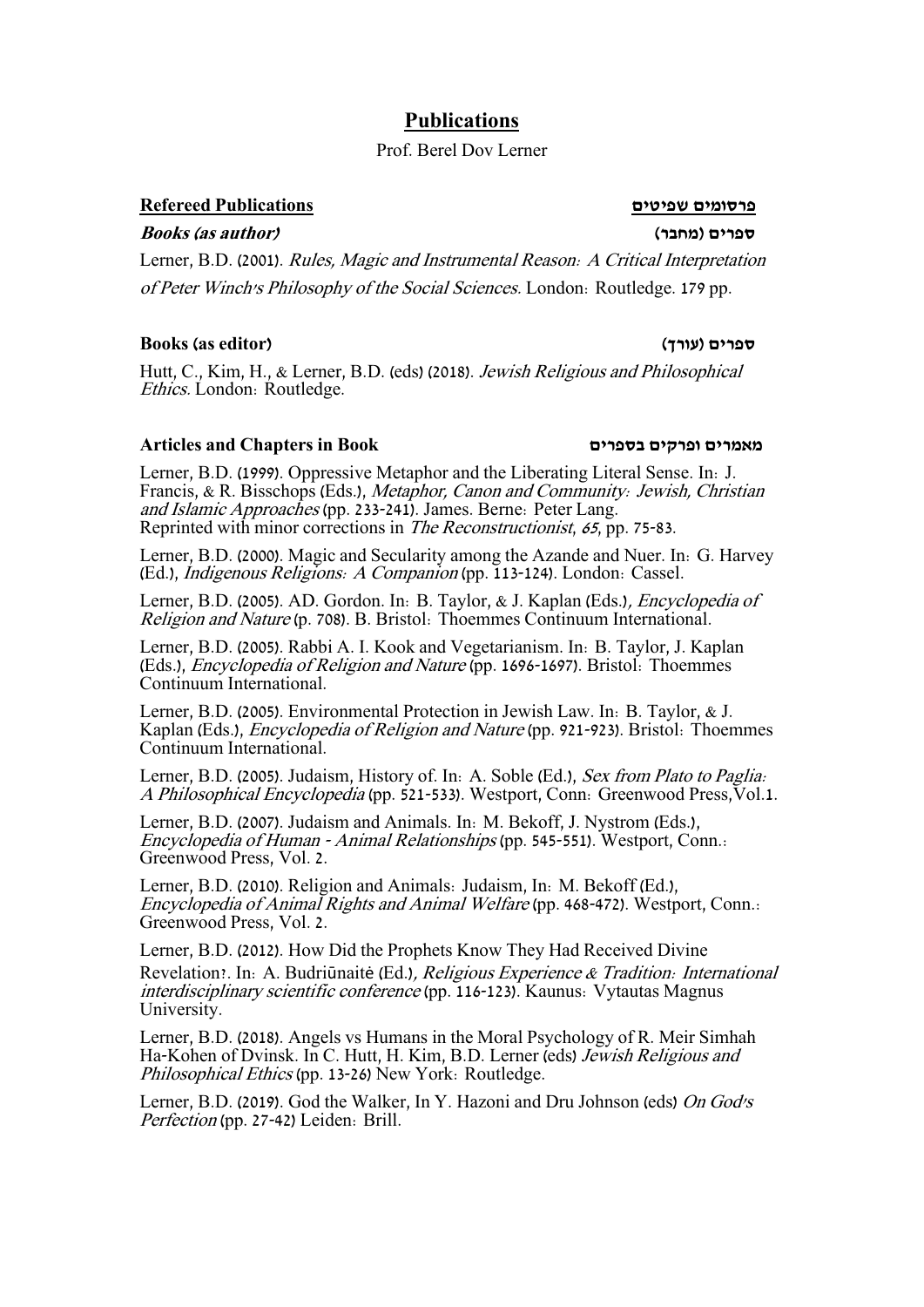# Publications

Prof. Berel Dov Lerner

## Refereed Publications                                   פרסומים שפיטים

### *Books (as author)*                                   ספרים (מחבר)

Lerner, B.D. (2001). *Rules, Magic and Instrumental Reason: A Critical Interpretation of Peter Winch's Philosophy of the Social Sciences.* London: Routledge. 179 pp.

### Books (as editor)                                   ספרים (עורך)

Hutt, C., Kim, H., & Lerner, B.D. (eds) (2018). *Jewish Religious and Philosophical Ethics.* London: Routledge.

### Articles and Chapters in Book                                   מאמרים ופרקים בספרים

Lerner, B.D. (1999). Oppressive Metaphor and the Liberating Literal Sense. In: J. Francis, & R. Bisschops (Eds.), *Metaphor, Canon and Community: Jewish, Christian and Islamic Approaches* (pp. 233-241). James. Berne: Peter Lang.
Reprinted with minor corrections in *The Reconstructionist*, *65*, pp. 75-83.

Lerner, B.D. (2000). Magic and Secularity among the Azande and Nuer. In: G. Harvey (Ed.), *Indigenous Religions: A Companion* (pp. 113-124). London: Cassel.

Lerner, B.D. (2005). AD. Gordon. In: B. Taylor, & J. Kaplan (Eds.), *Encyclopedia of Religion and Nature* (p. 708). B. Bristol: Thoemmes Continuum International.

Lerner, B.D. (2005). Rabbi A. I. Kook and Vegetarianism. In: B. Taylor, J. Kaplan (Eds.), *Encyclopedia of Religion and Nature* (pp. 1696-1697). Bristol: Thoemmes Continuum International.

Lerner, B.D. (2005). Environmental Protection in Jewish Law. In: B. Taylor, & J. Kaplan (Eds.), *Encyclopedia of Religion and Nature* (pp. 921-923). Bristol: Thoemmes Continuum International.

Lerner, B.D. (2005). Judaism, History of. In: A. Soble (Ed.), *Sex from Plato to Paglia: A Philosophical Encyclopedia* (pp. 521-533). Westport, Conn: Greenwood Press, Vol. 1.

Lerner, B.D. (2007). Judaism and Animals. In: M. Bekoff, J. Nystrom (Eds.), *Encyclopedia of Human - Animal Relationships* (pp. 545-551). Westport, Conn.: Greenwood Press, Vol. 2.

Lerner, B.D. (2010). Religion and Animals: Judaism, In: M. Bekoff (Ed.), *Encyclopedia of Animal Rights and Animal Welfare* (pp. 468-472). Westport, Conn.: Greenwood Press, Vol. 2.

Lerner, B.D. (2012). How Did the Prophets Know They Had Received Divine Revelation?. In: A. Budriūnaitė (Ed.), *Religious Experience & Tradition: International interdisciplinary scientific conference* (pp. 116-123). Kaunus: Vytautas Magnus University.

Lerner, B.D. (2018). Angels vs Humans in the Moral Psychology of R. Meir Simhah Ha-Kohen of Dvinsk. In C. Hutt, H. Kim, B.D. Lerner (eds) *Jewish Religious and Philosophical Ethics* (pp. 13-26) New York: Routledge.

Lerner, B.D. (2019). God the Walker, In Y. Hazoni and Dru Johnson (eds) *On God's Perfection* (pp. 27-42) Leiden: Brill.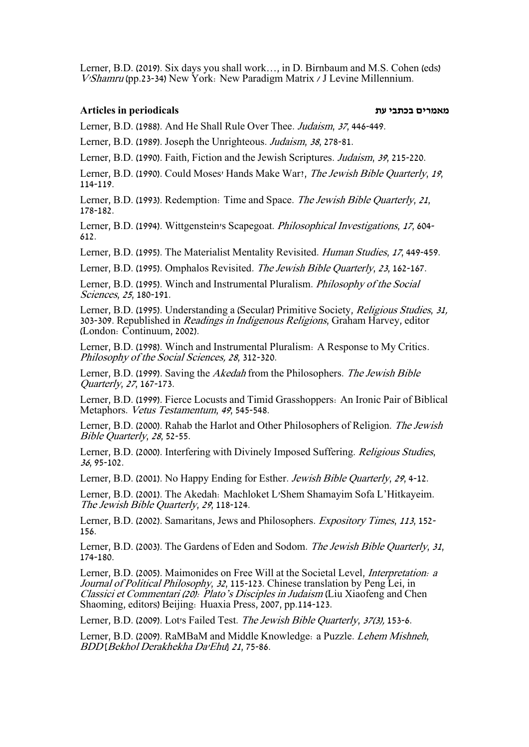Lerner, B.D. (2019). Six days you shall work…, in D. Birnbaum and M.S. Cohen (eds) *V'Shamru* (pp.23-34) New York: New Paradigm Matrix / J Levine Millennium.

### Articles in periodicals מאמרים בכתבי עת

Lerner, B.D. (1988). And He Shall Rule Over Thee. *Judaism*, *37*, 446-449.

Lerner, B.D. (1989). Joseph the Unrighteous. *Judaism*, *38*, 278-81.

Lerner, B.D. (1990). Faith, Fiction and the Jewish Scriptures. *Judaism*, *39*, 215-220.

Lerner, B.D. (1990). Could Moses' Hands Make War?, *The Jewish Bible Quarterly*, *19*, 114-119.

Lerner, B.D. (1993). Redemption: Time and Space. *The Jewish Bible Quarterly*, *21*, 178-182.

Lerner, B.D. (1994). Wittgenstein's Scapegoat. *Philosophical Investigations*, *17*, 604-612.

Lerner, B.D. (1995). The Materialist Mentality Revisited. *Human Studies*, *17*, 449-459.

Lerner, B.D. (1995). Omphalos Revisited. *The Jewish Bible Quarterly*, *23*, 162-167.

Lerner, B.D. (1995). Winch and Instrumental Pluralism. *Philosophy of the Social Sciences*, *25*, 180-191.

Lerner, B.D. (1995). Understanding a (Secular) Primitive Society, *Religious Studies*, *31,* 303-309. Republished in *Readings in Indigenous Religions*, Graham Harvey, editor (London: Continuum, 2002).

Lerner, B.D. (1998). Winch and Instrumental Pluralism: A Response to My Critics. *Philosophy of the Social Sciences, 28*, 312-320.

Lerner, B.D. (1999). Saving the *Akedah* from the Philosophers. *The Jewish Bible Quarterly*, *27*, 167-173.

Lerner, B.D. (1999). Fierce Locusts and Timid Grasshoppers: An Ironic Pair of Biblical Metaphors. *Vetus Testamentum*, *49*, 545-548.

Lerner, B.D. (2000). Rahab the Harlot and Other Philosophers of Religion. *The Jewish Bible Quarterly*, *28*, 52-55.

Lerner, B.D. (2000). Interfering with Divinely Imposed Suffering. *Religious Studies*, *36*, 95-102.

Lerner, B.D. (2001). No Happy Ending for Esther. *Jewish Bible Quarterly*, *29*, 4-12.

Lerner, B.D. (2001). The Akedah: Machloket L'Shem Shamayim Sofa L'Hitkayeim. *The Jewish Bible Quarterly*, *29*, 118-124.

Lerner, B.D. (2002). Samaritans, Jews and Philosophers. *Expository Times*, *113*, 152-156.

Lerner, B.D. (2003). The Gardens of Eden and Sodom. *The Jewish Bible Quarterly*, *31*, 174-180.

Lerner, B.D. (2005). Maimonides on Free Will at the Societal Level, *Interpretation: a Journal of Political Philosophy*, *32*, 115-123. Chinese translation by Peng Lei, in *Classici et Commentari (20): Plato's Disciples in Judaism* (Liu Xiaofeng and Chen Shaoming, editors) Beijing: Huaxia Press, 2007, pp.114-123.

Lerner, B.D. (2009). Lot's Failed Test. *The Jewish Bible Quarterly*, *37(3),* 153-6.

Lerner, B.D. (2009). RaMBaM and Middle Knowledge: a Puzzle. *Lehem Mishneh*, *BDD* [*Bekhol Derakhekha Da'Ehu*] *21*, 75-86.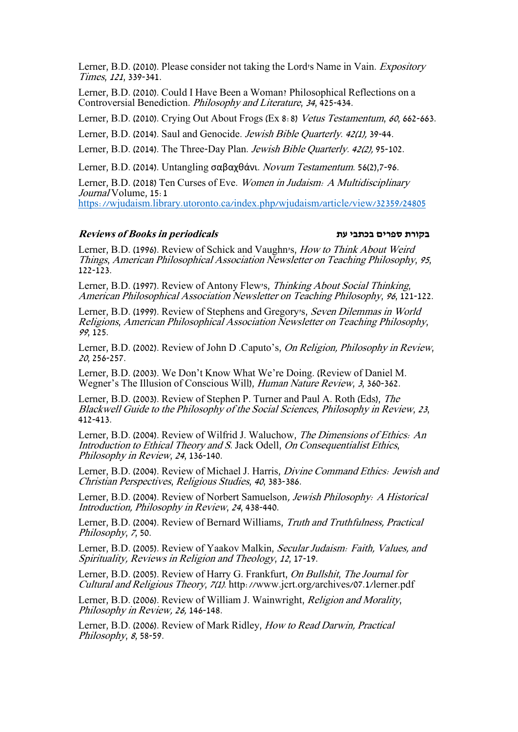Lerner, B.D. (2010). Please consider not taking the Lord's Name in Vain. *Expository Times*, *121*, 339-341.

Lerner, B.D. (2010). Could I Have Been a Woman? Philosophical Reflections on a Controversial Benediction. *Philosophy and Literature*, *34*, 425-434.

Lerner, B.D. (2010). Crying Out About Frogs (Ex 8:8) *Vetus Testamentum*, *60*, 662-663.

Lerner, B.D. (2014). Saul and Genocide. *Jewish Bible Quarterly*. *42(1),* 39-44.

Lerner, B.D. (2014). The Three-Day Plan. *Jewish Bible Quarterly*. *42(2),* 95-102.

Lerner, B.D. (2014). Untangling σαβαχθάνι. *Novum Testamentum*. 56(2),7-96.

Lerner, B.D. (2018) Ten Curses of Eve. *Women in Judaism: A Multidisciplinary Journal* Volume, 15:1 https://wjudaism.library.utoronto.ca/index.php/wjudaism/article/view/32359/24805

### ***Reviews of Books in periodicals*** **בקורת ספרים בכתבי עת**

Lerner, B.D. (1996). Review of Schick and Vaughn's, *How to Think About Weird Things*, *American Philosophical Association Newsletter on Teaching Philosophy*, *95*, 122-123.

Lerner, B.D. (1997). Review of Antony Flew's, *Thinking About Social Thinking*, *American Philosophical Association Newsletter on Teaching Philosophy*, *96*, 121-122.

Lerner, B.D. (1999). Review of Stephens and Gregory's, *Seven Dilemmas in World Religions*, *American Philosophical Association Newsletter on Teaching Philosophy*, *99*, 125.

Lerner, B.D. (2002). Review of John D .Caputo's, *On Religion, Philosophy in Review*, *20*, 256-257.

Lerner, B.D. (2003). We Don't Know What We're Doing. (Review of Daniel M. Wegner's The Illusion of Conscious Will), *Human Nature Review*, *3*, 360-362.

Lerner, B.D. (2003). Review of Stephen P. Turner and Paul A. Roth (Eds), *The Blackwell Guide to the Philosophy of the Social Sciences*, *Philosophy in Review*, *23*, 412-413.

Lerner, B.D. (2004). Review of Wilfrid J. Waluchow, *The Dimensions of Ethics: An Introduction to Ethical Theory and S.* Jack Odell, *On Consequentialist Ethics*, *Philosophy in Review*, *24*, 136-140.

Lerner, B.D. (2004). Review of Michael J. Harris, *Divine Command Ethics: Jewish and Christian Perspectives*, *Religious Studies*, *40*, 383-386.

Lerner, B.D. (2004). Review of Norbert Samuelson*, Jewish Philosophy: A Historical Introduction, Philosophy in Review*, *24*, 438-440.

Lerner, B.D. (2004). Review of Bernard Williams, *Truth and Truthfulness, Practical Philosophy*, *7*, 50.

Lerner, B.D. (2005). Review of Yaakov Malkin, *Secular Judaism: Faith, Values, and Spirituality, Reviews in Religion and Theology*, *12*, 17-19.

Lerner, B.D. (2005). Review of Harry G. Frankfurt, *On Bullshit*, *The Journal for Cultural and Religious Theory*, *7(1)*. http://www.jcrt.org/archives/07.1/lerner.pdf

Lerner, B.D. (2006). Review of William J. Wainwright, *Religion and Morality*, *Philosophy in Review, 26,* 146-148.

Lerner, B.D. (2006). Review of Mark Ridley, *How to Read Darwin, Practical Philosophy*, *8*, 58-59.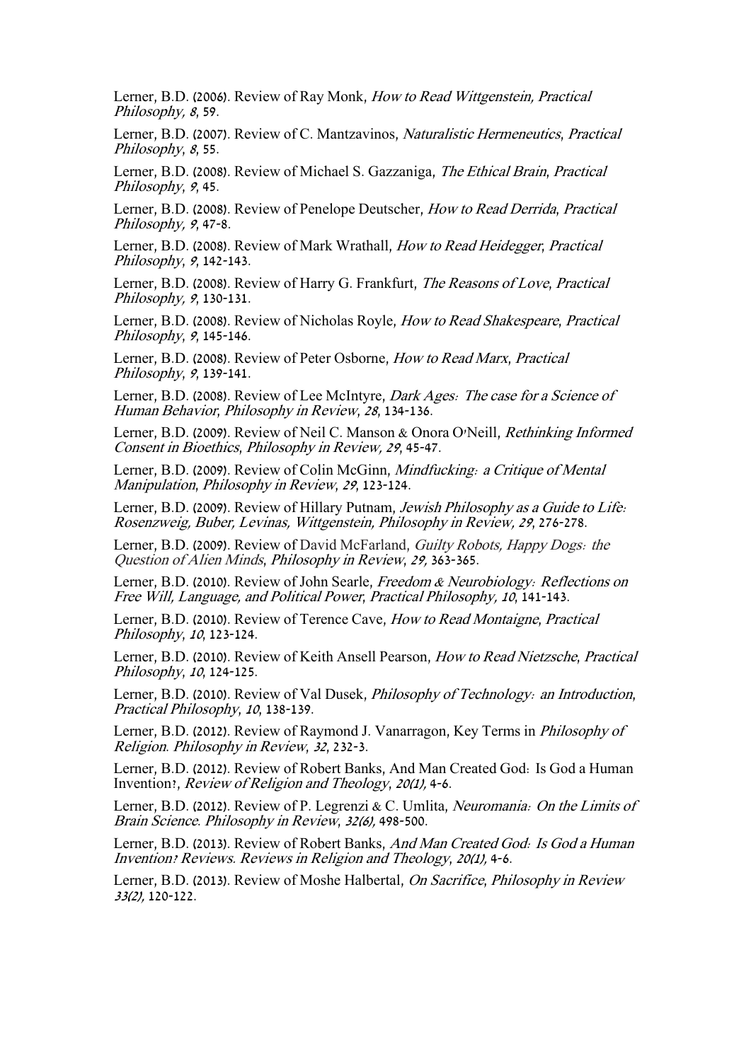Lerner, B.D. (2006). Review of Ray Monk, *How to Read Wittgenstein, Practical Philosophy, 8*, 59.

Lerner, B.D. (2007). Review of C. Mantzavinos, *Naturalistic Hermeneutics*, *Practical Philosophy*, *8*, 55.

Lerner, B.D. (2008). Review of Michael S. Gazzaniga, *The Ethical Brain*, *Practical Philosophy*, *9*, 45.

Lerner, B.D. (2008). Review of Penelope Deutscher, *How to Read Derrida*, *Practical Philosophy, 9*, 47-8.

Lerner, B.D. (2008). Review of Mark Wrathall, *How to Read Heidegger*, *Practical Philosophy*, *9*, 142-143.

Lerner, B.D. (2008). Review of Harry G. Frankfurt, *The Reasons of Love*, *Practical Philosophy, 9*, 130-131.

Lerner, B.D. (2008). Review of Nicholas Royle, *How to Read Shakespeare*, *Practical Philosophy*, *9*, 145-146.

Lerner, B.D. (2008). Review of Peter Osborne, *How to Read Marx*, *Practical Philosophy*, *9*, 139-141.

Lerner, B.D. (2008). Review of Lee McIntyre, *Dark Ages: The case for a Science of Human Behavior*, *Philosophy in Review*, *28*, 134-136.

Lerner, B.D. (2009). Review of Neil C. Manson & Onora O'Neill, *Rethinking Informed Consent in Bioethics*, *Philosophy in Review, 29*, 45-47.

Lerner, B.D. (2009). Review of Colin McGinn, *Mindfucking: a Critique of Mental Manipulation*, *Philosophy in Review*, *29*, 123-124.

Lerner, B.D. (2009). Review of Hillary Putnam, *Jewish Philosophy as a Guide to Life: Rosenzweig, Buber, Levinas, Wittgenstein, Philosophy in Review, 29*, 276-278.

Lerner, B.D. (2009). Review of David McFarland, *Guilty Robots, Happy Dogs: the Question of Alien Minds*, *Philosophy in Review*, *29,* 363-365.

Lerner, B.D. (2010). Review of John Searle, *Freedom & Neurobiology: Reflections on Free Will, Language, and Political Power*, *Practical Philosophy, 10*, 141-143.

Lerner, B.D. (2010). Review of Terence Cave, *How to Read Montaigne*, *Practical Philosophy*, *10*, 123-124.

Lerner, B.D. (2010). Review of Keith Ansell Pearson, *How to Read Nietzsche*, *Practical Philosophy*, *10*, 124-125.

Lerner, B.D. (2010). Review of Val Dusek, *Philosophy of Technology: an Introduction*, *Practical Philosophy*, *10*, 138-139.

Lerner, B.D. (2012). Review of Raymond J. Vanarragon, Key Terms in *Philosophy of Religion*. *Philosophy in Review*, *32*, 232-3.

Lerner, B.D. (2012). Review of Robert Banks, And Man Created God: Is God a Human Invention?, *Review of Religion and Theology*, *20(1),* 4-6.

Lerner, B.D. (2012). Review of P. Legrenzi & C. Umlita, *Neuromania: On the Limits of Brain Science*. *Philosophy in Review*, *32(6),* 498-500.

Lerner, B.D. (2013). Review of Robert Banks, *And Man Created God: Is God a Human Invention? Reviews. Reviews in Religion and Theology*, *20(1),* 4-6.

Lerner, B.D. (2013). Review of Moshe Halbertal, *On Sacrifice*, *Philosophy in Review 33(2),* 120-122.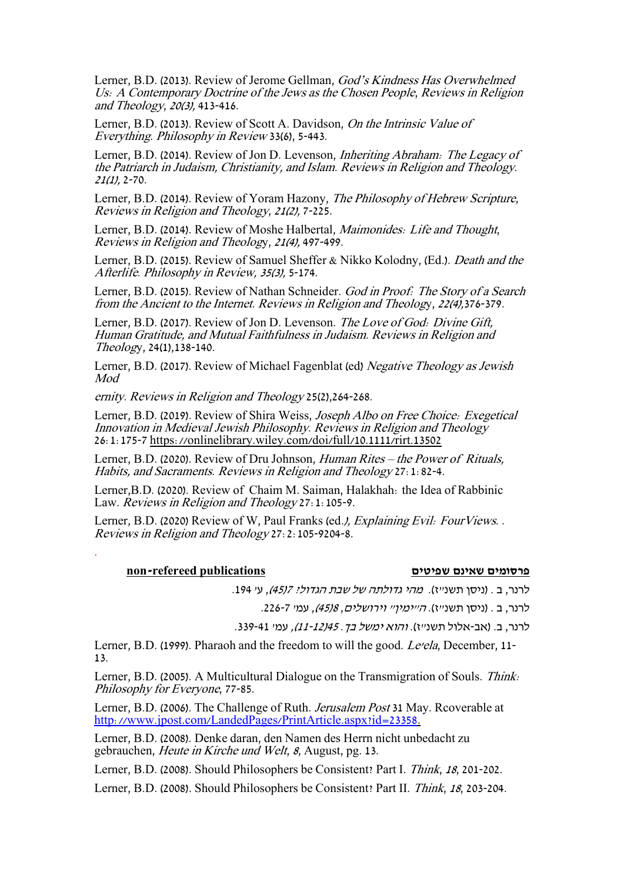Lerner, B.D. (2013). Review of Jerome Gellman, *God's Kindness Has Overwhelmed Us: A Contemporary Doctrine of the Jews as the Chosen People*, *Reviews in Religion and Theology*, *20(3),* 413-416.

Lerner, B.D. (2013). Review of Scott A. Davidson, *On the Intrinsic Value of Everything. Philosophy in Review* 33(6), 5-443.

Lerner, B.D. (2014). Review of Jon D. Levenson, *Inheriting Abraham: The Legacy of the Patriarch in Judaism, Christianity, and Islam. Reviews in Religion and Theology. 21(1),* 2-70.

Lerner, B.D. (2014). Review of Yoram Hazony, *The Philosophy of Hebrew Scripture*, *Reviews in Religion and Theology*, *21(2),* 7-225.

Lerner, B.D. (2014). Review of Moshe Halbertal, *Maimonides: Life and Thought*, *Reviews in Religion and Theology*, *21(4),* 497-499.

Lerner, B.D. (2015). Review of Samuel Sheffer & Nikko Kolodny, (Ed.). *Death and the Afterlife. Philosophy in Review, 35(3),* 5-174.

Lerner, B.D. (2015). Review of Nathan Schneider. *God in Proof: The Story of a Search from the Ancient to the Internet. Reviews in Religion and Theology*, *22(4),*376-379.

Lerner, B.D. (2017). Review of Jon D. Levenson. *The Love of God: Divine Gift, Human Gratitude, and Mutual Faithfulness in Judaism. Reviews in Religion and Theology*, 24(1),138-140.

Lerner, B.D. (2017). Review of Michael Fagenblat (ed) *Negative Theology as Jewish Mod*

*ernity. Reviews in Religion and Theology* 25(2),264-268.

Lerner, B.D. (2019). Review of Shira Weiss, *Joseph Albo on Free Choice: Exegetical Innovation in Medieval Jewish Philosophy. Reviews in Religion and Theology* 26:1:175-7 https://onlinelibrary.wiley.com/doi/full/10.1111/rirt.13502

Lerner, B.D. (2020). Review of Dru Johnson, *Human Rites – the Power of Rituals, Habits, and Sacraments. Reviews in Religion and Theology* 27:1:82-4.

Lerner,B.D. (2020). Review of Chaim M. Saiman, Halakhah: the Idea of Rabbinic Law. *Reviews in Religion and Theology* 27:1:105-9.

Lerner, B.D. (2020) Review of W, Paul Franks (ed.*), Explaining Evil: FourViews. . Reviews in Religion and Theology* 27:2:105-9204-8.

**non-refereed publications** **פרסומים שאינם שפיטים**

לרנר, ב . (ניסן תשנ״ז). *מהי גדולתה של שבת הגדול? 7(45)*, ע' 194.

לרנר, ב . (ניסן תשנ״ז). *ה״ימין״ וירושלים , 8(45)*, עמ' 7-226.

לרנר, ב. (אב-אלול תשנ״ז). *והוא ימשל בך . 45(12-11)*, עמ' 41-339.

Lerner, B.D. (1999). Pharaoh and the freedom to will the good. *Le'ela*, December, 11-13.

Lerner, B.D. (2005). A Multicultural Dialogue on the Transmigration of Souls. *Think: Philosophy for Everyone*, 77-85.

Lerner, B.D. (2006). The Challenge of Ruth. *Jerusalem Post* 31 May. Rcoverable at http://www.jpost.com/LandedPages/PrintArticle.aspx?id=23358.

Lerner, B.D. (2008). Denke daran, den Namen des Herrn nicht unbedacht zu gebrauchen, *Heute in Kirche und Welt*, *8*, August, pg. 13.

Lerner, B.D. (2008). Should Philosophers be Consistent? Part I. *Think*, *18*, 201-202.

Lerner, B.D. (2008). Should Philosophers be Consistent? Part II. *Think*, *18*, 203-204.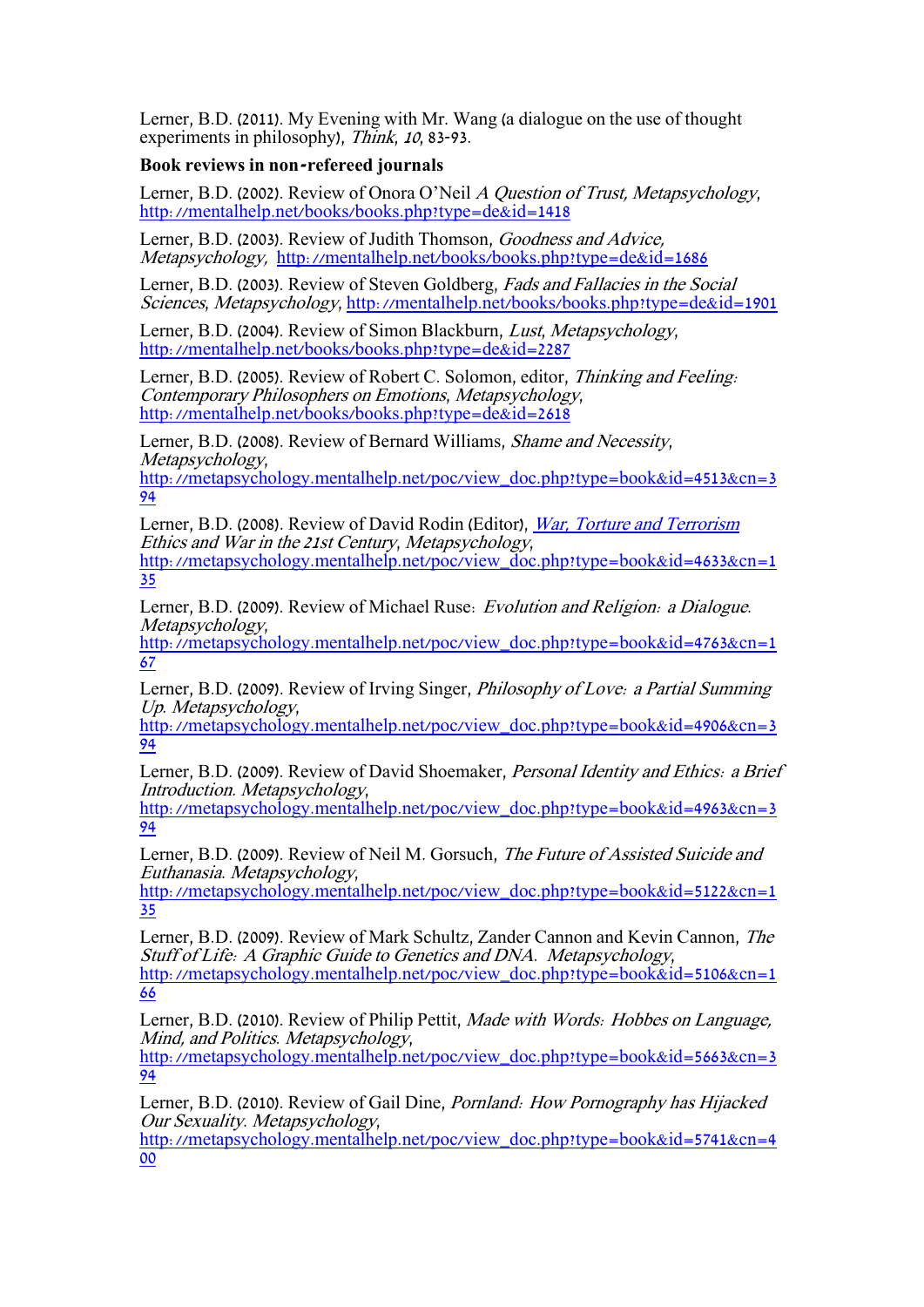Lerner, B.D. (2011). My Evening with Mr. Wang (a dialogue on the use of thought experiments in philosophy), *Think*, *10*, 83-93.

**Book reviews in non-refereed journals**

Lerner, B.D. (2002). Review of Onora O'Neil *A Question of Trust, Metapsychology*, http://mentalhelp.net/books/books.php?type=de&id=1418

Lerner, B.D. (2003). Review of Judith Thomson, *Goodness and Advice, Metapsychology*, http://mentalhelp.net/books/books.php?type=de&id=1686

Lerner, B.D. (2003). Review of Steven Goldberg, *Fads and Fallacies in the Social Sciences*, *Metapsychology*, http://mentalhelp.net/books/books.php?type=de&id=1901

Lerner, B.D. (2004). Review of Simon Blackburn, *Lust*, *Metapsychology*, http://mentalhelp.net/books/books.php?type=de&id=2287

Lerner, B.D. (2005). Review of Robert C. Solomon, editor, *Thinking and Feeling: Contemporary Philosophers on Emotions, Metapsychology*, http://mentalhelp.net/books/books.php?type=de&id=2618

Lerner, B.D. (2008). Review of Bernard Williams, *Shame and Necessity*, *Metapsychology*, http://metapsychology.mentalhelp.net/poc/view_doc.php?type=book&id=4513&cn=394

Lerner, B.D. (2008). Review of David Rodin (Editor), *War, Torture and Terrorism Ethics and War in the 21st Century*, *Metapsychology*, http://metapsychology.mentalhelp.net/poc/view_doc.php?type=book&id=4633&cn=135

Lerner, B.D. (2009). Review of Michael Ruse: *Evolution and Religion: a Dialogue*. *Metapsychology*, http://metapsychology.mentalhelp.net/poc/view_doc.php?type=book&id=4763&cn=167

Lerner, B.D. (2009). Review of Irving Singer, *Philosophy of Love: a Partial Summing Up*. *Metapsychology*, http://metapsychology.mentalhelp.net/poc/view_doc.php?type=book&id=4906&cn=394

Lerner, B.D. (2009). Review of David Shoemaker, *Personal Identity and Ethics: a Brief Introduction*. *Metapsychology*, http://metapsychology.mentalhelp.net/poc/view_doc.php?type=book&id=4963&cn=394

Lerner, B.D. (2009). Review of Neil M. Gorsuch, *The Future of Assisted Suicide and Euthanasia*. *Metapsychology*, http://metapsychology.mentalhelp.net/poc/view_doc.php?type=book&id=5122&cn=135

Lerner, B.D. (2009). Review of Mark Schultz, Zander Cannon and Kevin Cannon, *The Stuff of Life: A Graphic Guide to Genetics and DNA*. *Metapsychology*, http://metapsychology.mentalhelp.net/poc/view_doc.php?type=book&id=5106&cn=166

Lerner, B.D. (2010). Review of Philip Pettit, *Made with Words: Hobbes on Language, Mind, and Politics*. *Metapsychology*, http://metapsychology.mentalhelp.net/poc/view_doc.php?type=book&id=5663&cn=394

Lerner, B.D. (2010). Review of Gail Dine, *Pornland: How Pornography has Hijacked Our Sexuality*. *Metapsychology*, http://metapsychology.mentalhelp.net/poc/view_doc.php?type=book&id=5741&cn=400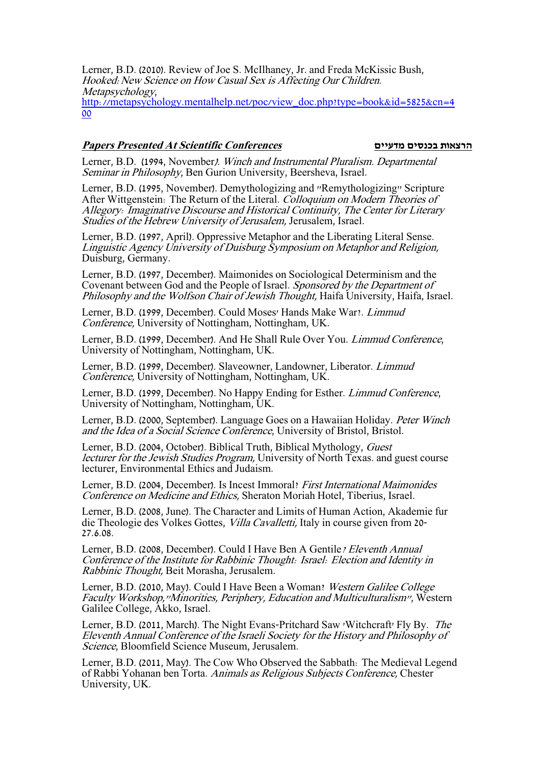Lerner, B.D. (2010). Review of Joe S. McIlhaney, Jr. and Freda McKissic Bush, *Hooked: New Science on How Casual Sex is Affecting Our Children*. *Metapsychology*, [http://metapsychology.mentalhelp.net/poc/view_doc.php?type=book&id=5825&cn=400](http://metapsychology.mentalhelp.net/poc/view_doc.php?type=book&id=5825&cn=400)

## ***Papers Presented At Scientific Conferences*** **הרצאות בכנסים מדעיים**

Lerner, B.D. (1994, November). *Winch and Instrumental Pluralism. Departmental Seminar in Philosophy*, Ben Gurion University, Beersheva, Israel.

Lerner, B.D. (1995, November). Demythologizing and "Remythologizing" Scripture After Wittgenstein: The Return of the Literal. *Colloquium on Modern Theories of Allegory: Imaginative Discourse and Historical Continuity, The Center for Literary Studies of the Hebrew University of Jerusalem,* Jerusalem, Israel.

Lerner, B.D. (1997, April). Oppressive Metaphor and the Liberating Literal Sense. *Linguistic Agency University of Duisburg Symposium on Metaphor and Religion,* Duisburg, Germany.

Lerner, B.D. (1997, December). Maimonides on Sociological Determinism and the Covenant between God and the People of Israel. *Sponsored by the Department of Philosophy and the Wolfson Chair of Jewish Thought,* Haifa University, Haifa, Israel.

Lerner, B.D. (1999, December). Could Moses' Hands Make War?. *Limmud Conference,* University of Nottingham, Nottingham, UK.

Lerner, B.D. (1999, December). And He Shall Rule Over You. *Limmud Conference*, University of Nottingham, Nottingham, UK.

Lerner, B.D. (1999, December). Slaveowner, Landowner, Liberator. *Limmud Conference,* University of Nottingham, Nottingham, UK.

Lerner, B.D. (1999, December). No Happy Ending for Esther. *Limmud Conference*, University of Nottingham, Nottingham, UK.

Lerner, B.D. (2000, September). Language Goes on a Hawaiian Holiday. *Peter Winch and the Idea of a Social Science Conference*, University of Bristol, Bristol.

Lerner, B.D. (2004, October). Biblical Truth, Biblical Mythology, *Guest lecturer for the Jewish Studies Program,* University of North Texas. and guest course lecturer, Environmental Ethics and Judaism.

Lerner, B.D. (2004, December). Is Incest Immoral? *First International Maimonides Conference on Medicine and Ethics,* Sheraton Moriah Hotel, Tiberius, Israel.

Lerner, B.D. (2008, June). The Character and Limits of Human Action, Akademie fur die Theologie des Volkes Gottes, *Villa Cavalletti,* Italy in course given from 20-27.6.08.

Lerner, B.D. (2008, December). Could I Have Ben A Gentile*? Eleventh Annual Conference of the Institute for Rabbinic Thought: Israel: Election and Identity in Rabbinic Thought,* Beit Morasha, Jerusalem.

Lerner, B.D. (2010, May). Could I Have Been a Woman? *Western Galilee College Faculty Workshop,"Minorities, Periphery, Education and Multiculturalism"*, Western Galilee College, Akko, Israel.

Lerner, B.D. (2011, March). The Night Evans-Pritchard Saw 'Witchcraft' Fly By. *The Eleventh Annual Conference of the Israeli Society for the History and Philosophy of Science*, Bloomfield Science Museum, Jerusalem.

Lerner, B.D. (2011, May). The Cow Who Observed the Sabbath: The Medieval Legend of Rabbi Yohanan ben Torta. *Animals as Religious Subjects Conference,* Chester University, UK.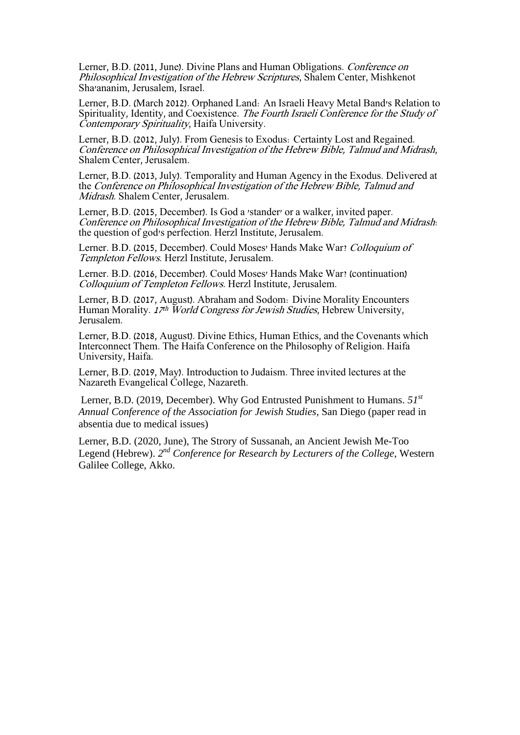Lerner, B.D. (2011, June). Divine Plans and Human Obligations. *Conference on Philosophical Investigation of the Hebrew Scriptures*, Shalem Center, Mishkenot Sha'ananim, Jerusalem, Israel.

Lerner, B.D. (March 2012). Orphaned Land: An Israeli Heavy Metal Band's Relation to Spirituality, Identity, and Coexistence. *The Fourth Israeli Conference for the Study of Contemporary Spirituality*, Haifa University.

Lerner, B.D. (2012, July). From Genesis to Exodus: Certainty Lost and Regained. *Conference on Philosophical Investigation of the Hebrew Bible, Talmud and Midrash*, Shalem Center, Jerusalem.

Lerner, B.D. (2013, July). Temporality and Human Agency in the Exodus. Delivered at the *Conference on Philosophical Investigation of the Hebrew Bible, Talmud and Midrash*. Shalem Center, Jerusalem.

Lerner, B.D. (2015, December). Is God a 'stander' or a walker, invited paper. *Conference on Philosophical Investigation of the Hebrew Bible, Talmud and Midrash*: the question of god's perfection. Herzl Institute, Jerusalem.

Lerner. B.D. (2015, December). Could Moses' Hands Make War? *Colloquium of Templeton Fellows*. Herzl Institute, Jerusalem.

Lerner. B.D. (2016, December). Could Moses' Hands Make War? (continuation) *Colloquium of Templeton Fellows*. Herzl Institute, Jerusalem.

Lerner, B.D. (2017, August). Abraham and Sodom: Divine Morality Encounters Human Morality. *17th World Congress for Jewish Studies*, Hebrew University, Jerusalem.

Lerner, B.D. (2018, August). Divine Ethics, Human Ethics, and the Covenants which Interconnect Them. The Haifa Conference on the Philosophy of Religion. Haifa University, Haifa.

Lerner, B.D. (2019, May). Introduction to Judaism. Three invited lectures at the Nazareth Evangelical College, Nazareth.

Lerner, B.D. (2019, December). Why God Entrusted Punishment to Humans. *51st Annual Conference of the Association for Jewish Studies*, San Diego (paper read in absentia due to medical issues)

Lerner, B.D. (2020, June), The Strory of Sussanah, an Ancient Jewish Me-Too Legend (Hebrew). *2nd Conference for Research by Lecturers of the College*, Western Galilee College, Akko.